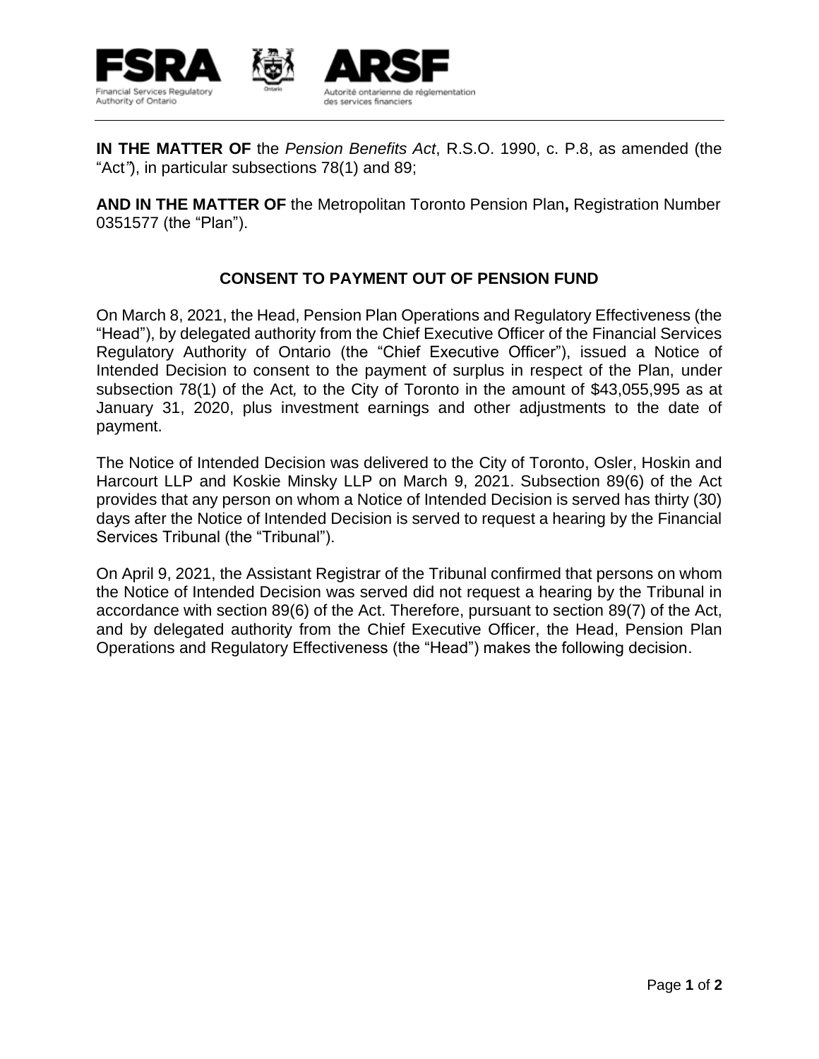**IN THE MATTER OF** the *Pension Benefits Act*, R.S.O. 1990, c. P.8, as amended (the "Act"), in particular subsections 78(1) and 89;

**AND IN THE MATTER OF** the Metropolitan Toronto Pension Plan**,** Registration Number 0351577 (the "Plan").

## CONSENT TO PAYMENT OUT OF PENSION FUND

On March 8, 2021, the Head, Pension Plan Operations and Regulatory Effectiveness (the "Head"), by delegated authority from the Chief Executive Officer of the Financial Services Regulatory Authority of Ontario (the "Chief Executive Officer"), issued a Notice of Intended Decision to consent to the payment of surplus in respect of the Plan, under subsection 78(1) of the Act*,* to the City of Toronto in the amount of $43,055,995 as at January 31, 2020, plus investment earnings and other adjustments to the date of payment.

The Notice of Intended Decision was delivered to the City of Toronto, Osler, Hoskin and Harcourt LLP and Koskie Minsky LLP on March 9, 2021. Subsection 89(6) of the Act provides that any person on whom a Notice of Intended Decision is served has thirty (30) days after the Notice of Intended Decision is served to request a hearing by the Financial Services Tribunal (the "Tribunal").

On April 9, 2021, the Assistant Registrar of the Tribunal confirmed that persons on whom the Notice of Intended Decision was served did not request a hearing by the Tribunal in accordance with section 89(6) of the Act. Therefore, pursuant to section 89(7) of the Act, and by delegated authority from the Chief Executive Officer, the Head, Pension Plan Operations and Regulatory Effectiveness (the "Head") makes the following decision.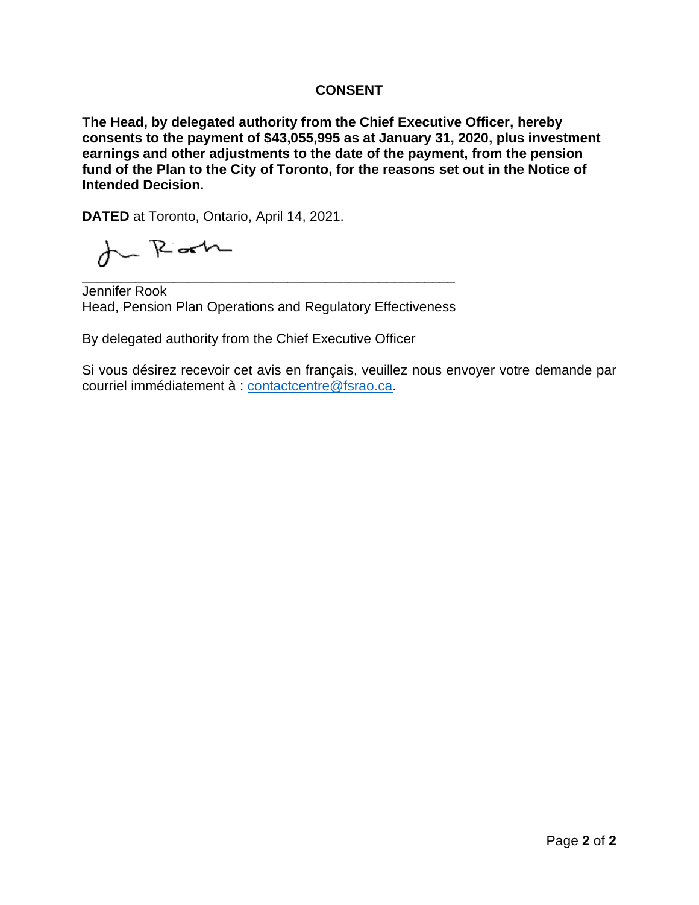## CONSENT

**The Head, by delegated authority from the Chief Executive Officer, hereby consents to the payment of $43,055,995 as at January 31, 2020, plus investment earnings and other adjustments to the date of the payment, from the pension fund of the Plan to the City of Toronto, for the reasons set out in the Notice of Intended Decision.**

**DATED** at Toronto, Ontario, April 14, 2021.

\_\_\_\_\_\_\_\_\_\_\_\_\_\_\_\_\_\_\_\_\_\_\_\_\_\_\_\_\_\_\_\_\_\_\_\_\_\_\_\_\_\_\_\_\_\_\_\_

Jennifer Rook
Head, Pension Plan Operations and Regulatory Effectiveness

By delegated authority from the Chief Executive Officer

Si vous désirez recevoir cet avis en français, veuillez nous envoyer votre demande par courriel immédiatement à : contactcentre@fsrao.ca.